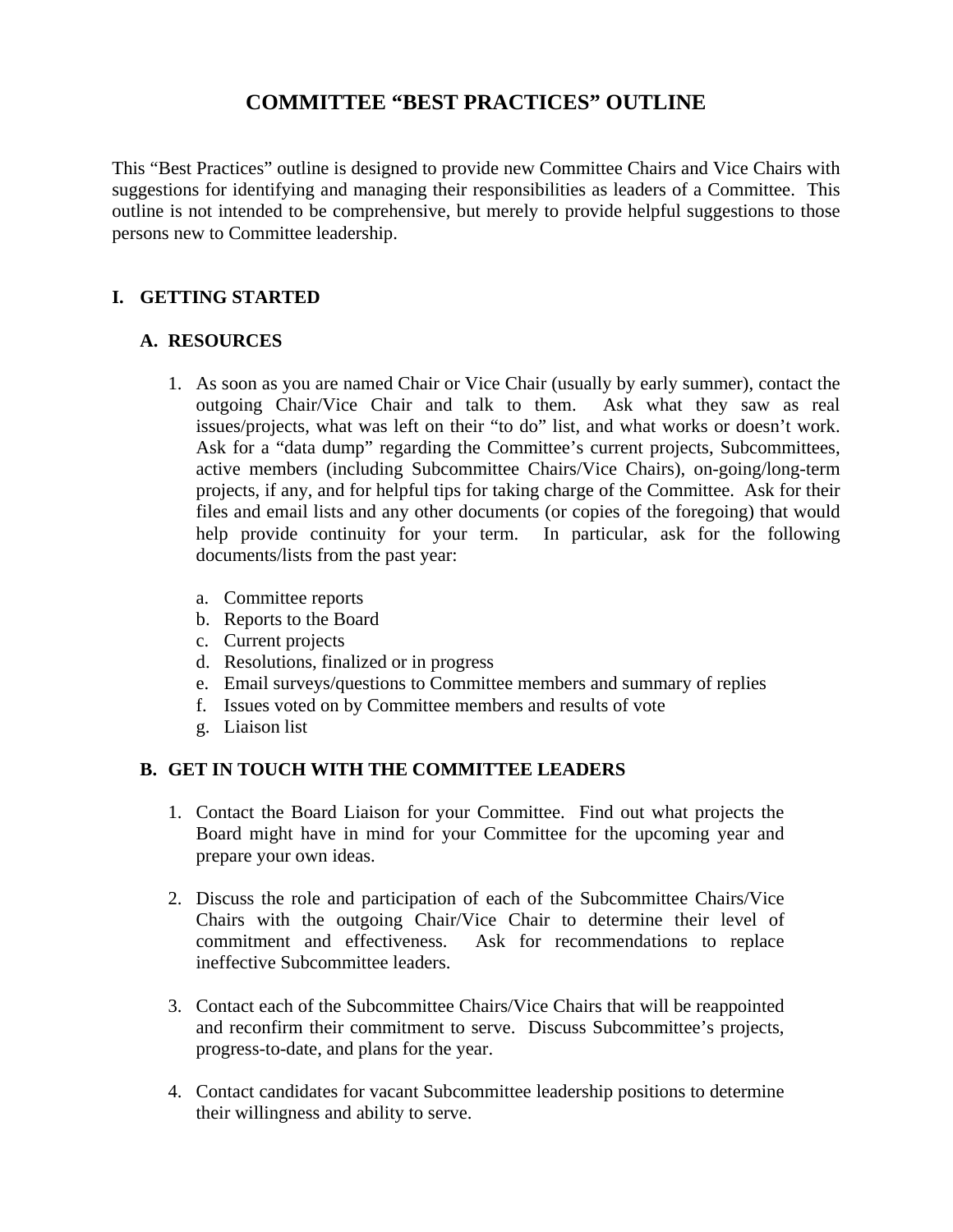# COMMITTEE "BEST PRACTICES" OUTLINE

This "Best Practices" outline is designed to provide new Committee Chairs and Vice Chairs with suggestions for identifying and managing their responsibilities as leaders of a Committee. This outline is not intended to be comprehensive, but merely to provide helpful suggestions to those persons new to Committee leadership.

## I. GETTING STARTED

### A. RESOURCES

1. As soon as you are named Chair or Vice Chair (usually by early summer), contact the outgoing Chair/Vice Chair and talk to them. Ask what they saw as real issues/projects, what was left on their "to do" list, and what works or doesn't work. Ask for a "data dump" regarding the Committee's current projects, Subcommittees, active members (including Subcommittee Chairs/Vice Chairs), on-going/long-term projects, if any, and for helpful tips for taking charge of the Committee. Ask for their files and email lists and any other documents (or copies of the foregoing) that would help provide continuity for your term. In particular, ask for the following documents/lists from the past year:

   a. Committee reports
   b. Reports to the Board
   c. Current projects
   d. Resolutions, finalized or in progress
   e. Email surveys/questions to Committee members and summary of replies
   f. Issues voted on by Committee members and results of vote
   g. Liaison list

### B. GET IN TOUCH WITH THE COMMITTEE LEADERS

1. Contact the Board Liaison for your Committee. Find out what projects the Board might have in mind for your Committee for the upcoming year and prepare your own ideas.

2. Discuss the role and participation of each of the Subcommittee Chairs/Vice Chairs with the outgoing Chair/Vice Chair to determine their level of commitment and effectiveness. Ask for recommendations to replace ineffective Subcommittee leaders.

3. Contact each of the Subcommittee Chairs/Vice Chairs that will be reappointed and reconfirm their commitment to serve. Discuss Subcommittee's projects, progress-to-date, and plans for the year.

4. Contact candidates for vacant Subcommittee leadership positions to determine their willingness and ability to serve.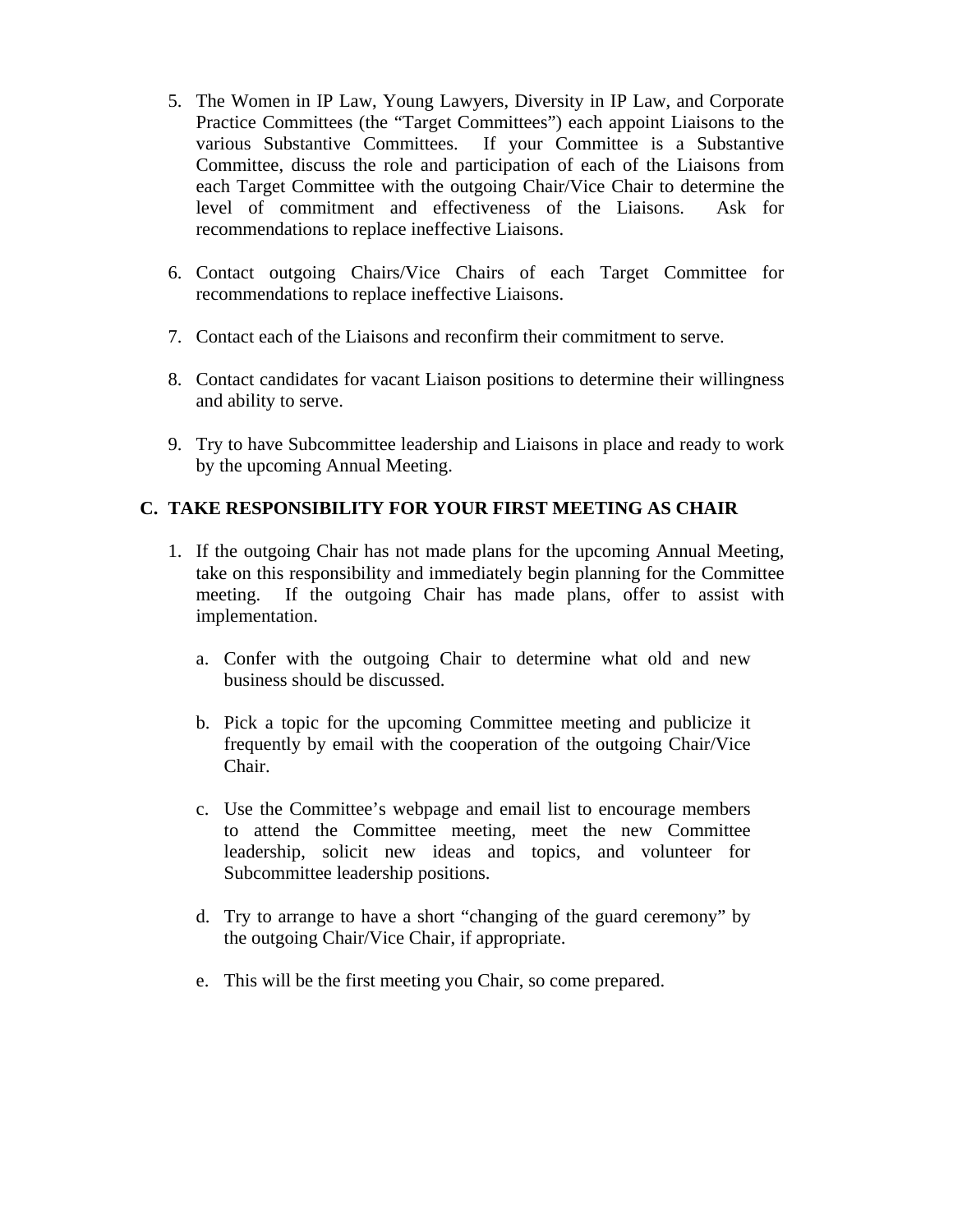5. The Women in IP Law, Young Lawyers, Diversity in IP Law, and Corporate Practice Committees (the "Target Committees") each appoint Liaisons to the various Substantive Committees. If your Committee is a Substantive Committee, discuss the role and participation of each of the Liaisons from each Target Committee with the outgoing Chair/Vice Chair to determine the level of commitment and effectiveness of the Liaisons. Ask for recommendations to replace ineffective Liaisons.

6. Contact outgoing Chairs/Vice Chairs of each Target Committee for recommendations to replace ineffective Liaisons.

7. Contact each of the Liaisons and reconfirm their commitment to serve.

8. Contact candidates for vacant Liaison positions to determine their willingness and ability to serve.

9. Try to have Subcommittee leadership and Liaisons in place and ready to work by the upcoming Annual Meeting.

## C. TAKE RESPONSIBILITY FOR YOUR FIRST MEETING AS CHAIR

1. If the outgoing Chair has not made plans for the upcoming Annual Meeting, take on this responsibility and immediately begin planning for the Committee meeting. If the outgoing Chair has made plans, offer to assist with implementation.

   a. Confer with the outgoing Chair to determine what old and new business should be discussed.

   b. Pick a topic for the upcoming Committee meeting and publicize it frequently by email with the cooperation of the outgoing Chair/Vice Chair.

   c. Use the Committee's webpage and email list to encourage members to attend the Committee meeting, meet the new Committee leadership, solicit new ideas and topics, and volunteer for Subcommittee leadership positions.

   d. Try to arrange to have a short "changing of the guard ceremony" by the outgoing Chair/Vice Chair, if appropriate.

   e. This will be the first meeting you Chair, so come prepared.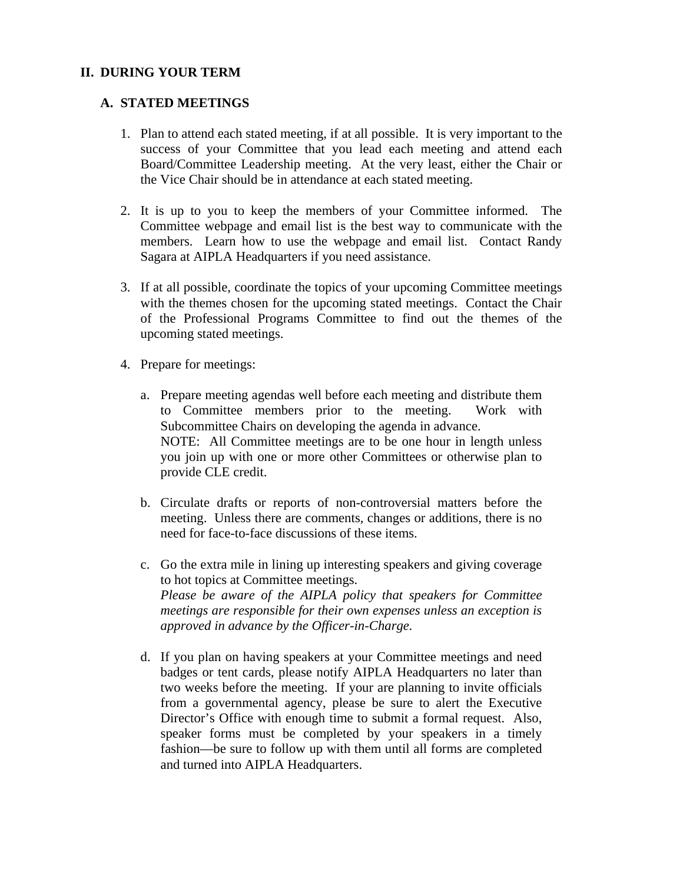## II. DURING YOUR TERM

### A. STATED MEETINGS

1. Plan to attend each stated meeting, if at all possible. It is very important to the success of your Committee that you lead each meeting and attend each Board/Committee Leadership meeting. At the very least, either the Chair or the Vice Chair should be in attendance at each stated meeting.

2. It is up to you to keep the members of your Committee informed. The Committee webpage and email list is the best way to communicate with the members. Learn how to use the webpage and email list. Contact Randy Sagara at AIPLA Headquarters if you need assistance.

3. If at all possible, coordinate the topics of your upcoming Committee meetings with the themes chosen for the upcoming stated meetings. Contact the Chair of the Professional Programs Committee to find out the themes of the upcoming stated meetings.

4. Prepare for meetings:

   a. Prepare meeting agendas well before each meeting and distribute them to Committee members prior to the meeting. Work with Subcommittee Chairs on developing the agenda in advance.
   NOTE: All Committee meetings are to be one hour in length unless you join up with one or more other Committees or otherwise plan to provide CLE credit.

   b. Circulate drafts or reports of non-controversial matters before the meeting. Unless there are comments, changes or additions, there is no need for face-to-face discussions of these items.

   c. Go the extra mile in lining up interesting speakers and giving coverage to hot topics at Committee meetings.
   *Please be aware of the AIPLA policy that speakers for Committee meetings are responsible for their own expenses unless an exception is approved in advance by the Officer-in-Charge.*

   d. If you plan on having speakers at your Committee meetings and need badges or tent cards, please notify AIPLA Headquarters no later than two weeks before the meeting. If your are planning to invite officials from a governmental agency, please be sure to alert the Executive Director's Office with enough time to submit a formal request. Also, speaker forms must be completed by your speakers in a timely fashion—be sure to follow up with them until all forms are completed and turned into AIPLA Headquarters.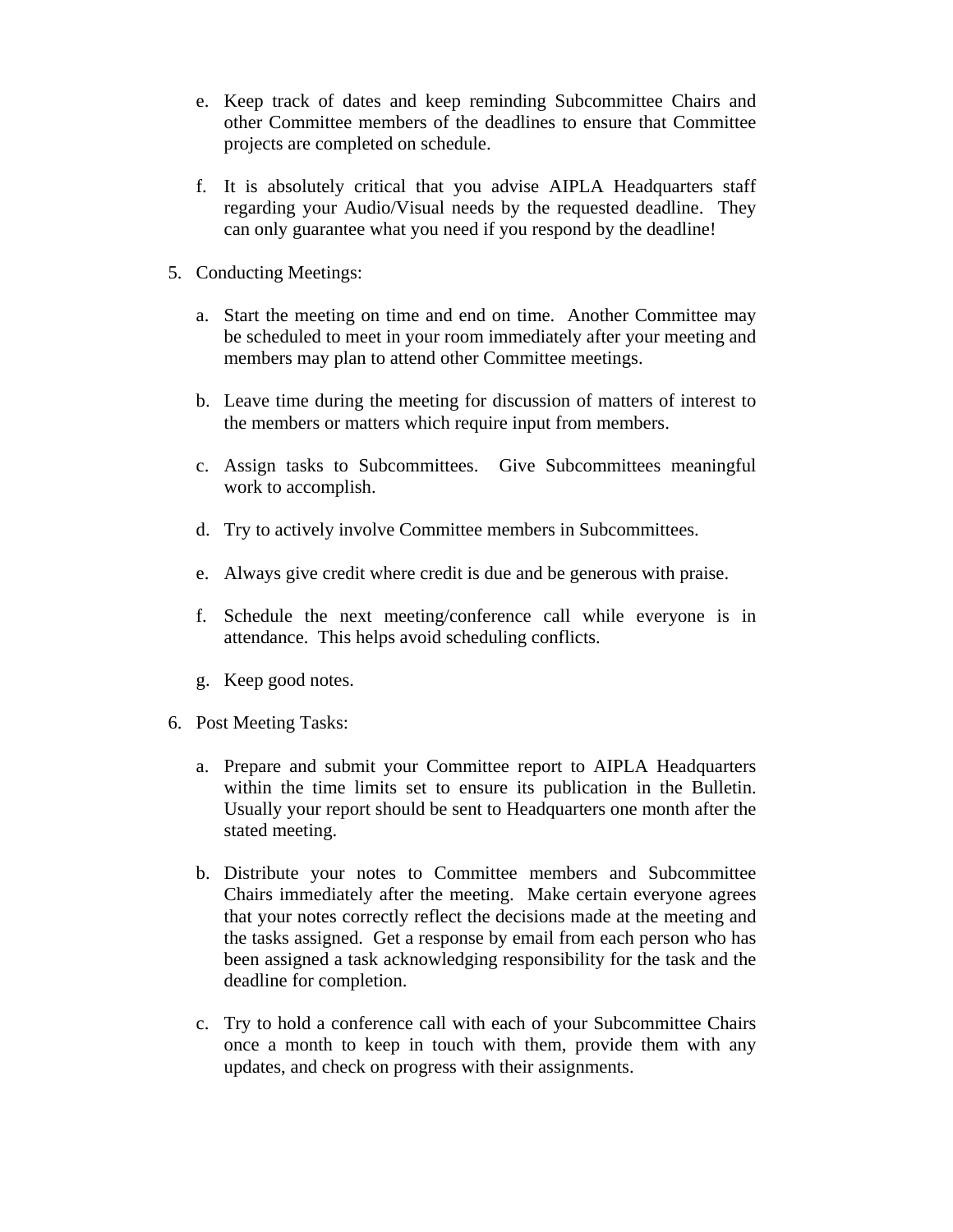e. Keep track of dates and keep reminding Subcommittee Chairs and other Committee members of the deadlines to ensure that Committee projects are completed on schedule.

f. It is absolutely critical that you advise AIPLA Headquarters staff regarding your Audio/Visual needs by the requested deadline. They can only guarantee what you need if you respond by the deadline!

5. Conducting Meetings:

   a. Start the meeting on time and end on time. Another Committee may be scheduled to meet in your room immediately after your meeting and members may plan to attend other Committee meetings.

   b. Leave time during the meeting for discussion of matters of interest to the members or matters which require input from members.

   c. Assign tasks to Subcommittees. Give Subcommittees meaningful work to accomplish.

   d. Try to actively involve Committee members in Subcommittees.

   e. Always give credit where credit is due and be generous with praise.

   f. Schedule the next meeting/conference call while everyone is in attendance. This helps avoid scheduling conflicts.

   g. Keep good notes.

6. Post Meeting Tasks:

   a. Prepare and submit your Committee report to AIPLA Headquarters within the time limits set to ensure its publication in the Bulletin. Usually your report should be sent to Headquarters one month after the stated meeting.

   b. Distribute your notes to Committee members and Subcommittee Chairs immediately after the meeting. Make certain everyone agrees that your notes correctly reflect the decisions made at the meeting and the tasks assigned. Get a response by email from each person who has been assigned a task acknowledging responsibility for the task and the deadline for completion.

   c. Try to hold a conference call with each of your Subcommittee Chairs once a month to keep in touch with them, provide them with any updates, and check on progress with their assignments.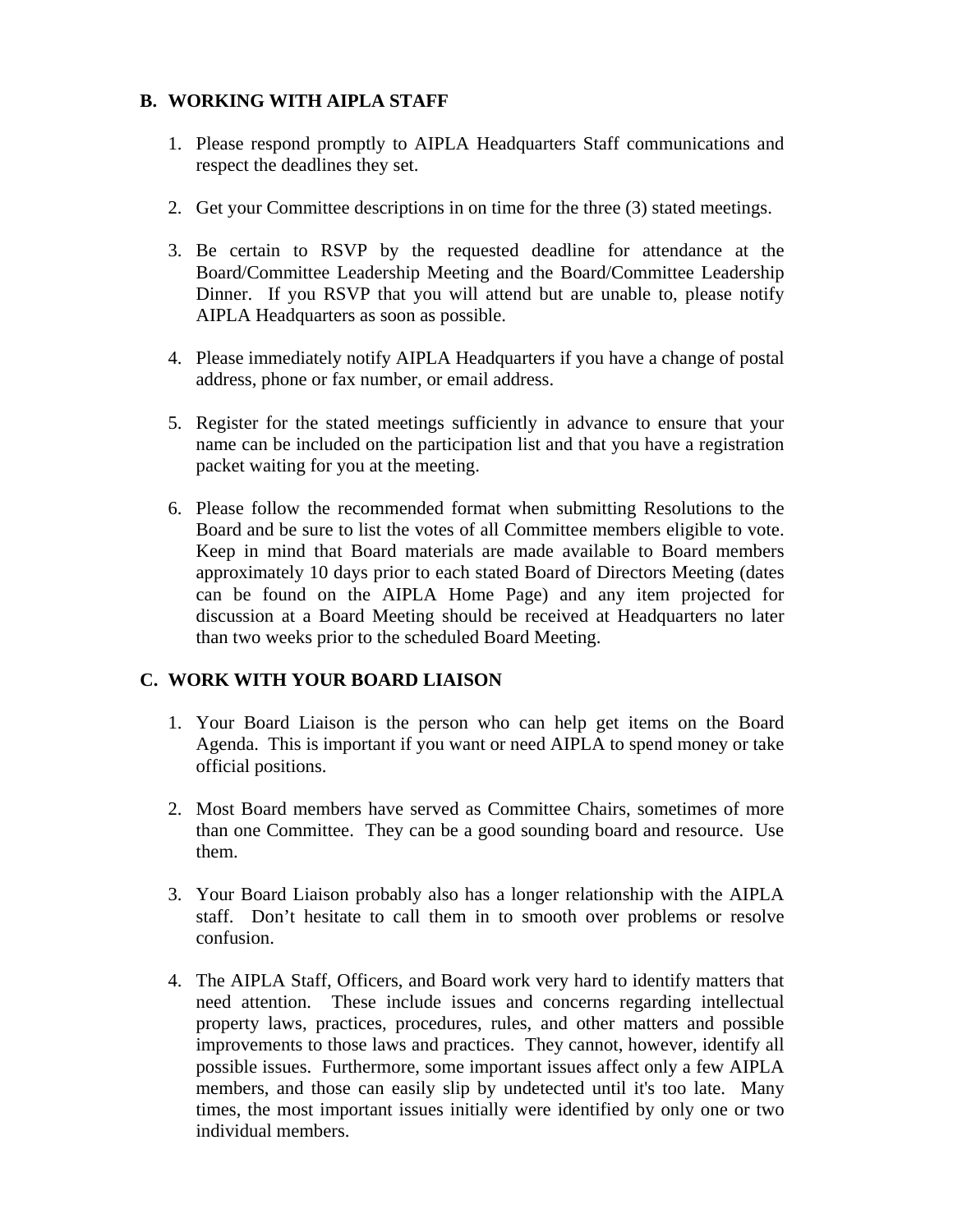## B. WORKING WITH AIPLA STAFF

1. Please respond promptly to AIPLA Headquarters Staff communications and respect the deadlines they set.

2. Get your Committee descriptions in on time for the three (3) stated meetings.

3. Be certain to RSVP by the requested deadline for attendance at the Board/Committee Leadership Meeting and the Board/Committee Leadership Dinner. If you RSVP that you will attend but are unable to, please notify AIPLA Headquarters as soon as possible.

4. Please immediately notify AIPLA Headquarters if you have a change of postal address, phone or fax number, or email address.

5. Register for the stated meetings sufficiently in advance to ensure that your name can be included on the participation list and that you have a registration packet waiting for you at the meeting.

6. Please follow the recommended format when submitting Resolutions to the Board and be sure to list the votes of all Committee members eligible to vote. Keep in mind that Board materials are made available to Board members approximately 10 days prior to each stated Board of Directors Meeting (dates can be found on the AIPLA Home Page) and any item projected for discussion at a Board Meeting should be received at Headquarters no later than two weeks prior to the scheduled Board Meeting.

## C. WORK WITH YOUR BOARD LIAISON

1. Your Board Liaison is the person who can help get items on the Board Agenda. This is important if you want or need AIPLA to spend money or take official positions.

2. Most Board members have served as Committee Chairs, sometimes of more than one Committee. They can be a good sounding board and resource. Use them.

3. Your Board Liaison probably also has a longer relationship with the AIPLA staff. Don't hesitate to call them in to smooth over problems or resolve confusion.

4. The AIPLA Staff, Officers, and Board work very hard to identify matters that need attention. These include issues and concerns regarding intellectual property laws, practices, procedures, rules, and other matters and possible improvements to those laws and practices. They cannot, however, identify all possible issues. Furthermore, some important issues affect only a few AIPLA members, and those can easily slip by undetected until it's too late. Many times, the most important issues initially were identified by only one or two individual members.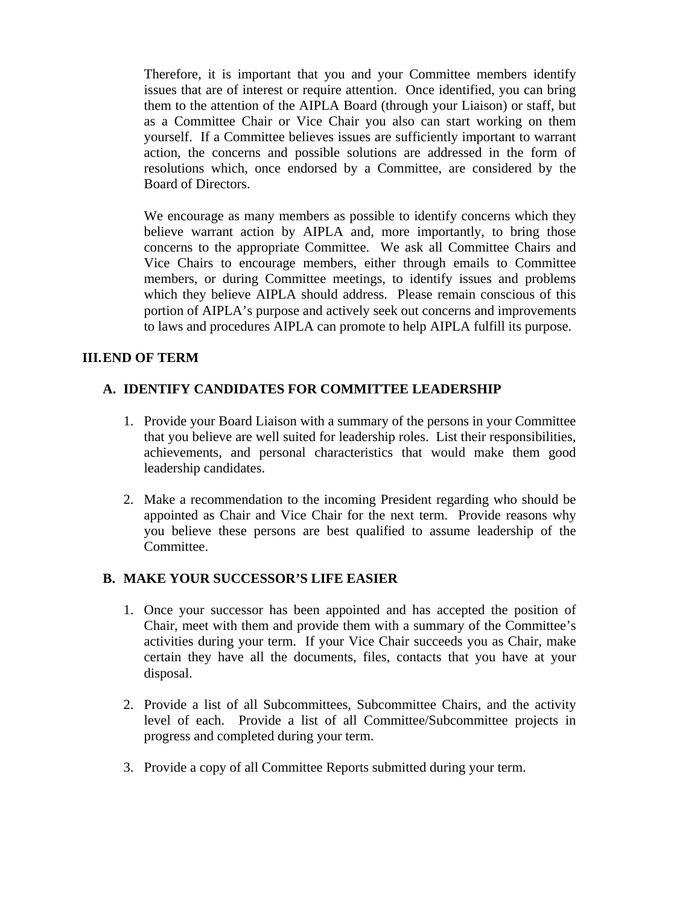Therefore, it is important that you and your Committee members identify issues that are of interest or require attention. Once identified, you can bring them to the attention of the AIPLA Board (through your Liaison) or staff, but as a Committee Chair or Vice Chair you also can start working on them yourself. If a Committee believes issues are sufficiently important to warrant action, the concerns and possible solutions are addressed in the form of resolutions which, once endorsed by a Committee, are considered by the Board of Directors.

We encourage as many members as possible to identify concerns which they believe warrant action by AIPLA and, more importantly, to bring those concerns to the appropriate Committee. We ask all Committee Chairs and Vice Chairs to encourage members, either through emails to Committee members, or during Committee meetings, to identify issues and problems which they believe AIPLA should address. Please remain conscious of this portion of AIPLA's purpose and actively seek out concerns and improvements to laws and procedures AIPLA can promote to help AIPLA fulfill its purpose.

## III. END OF TERM

### A. IDENTIFY CANDIDATES FOR COMMITTEE LEADERSHIP

1. Provide your Board Liaison with a summary of the persons in your Committee that you believe are well suited for leadership roles. List their responsibilities, achievements, and personal characteristics that would make them good leadership candidates.

2. Make a recommendation to the incoming President regarding who should be appointed as Chair and Vice Chair for the next term. Provide reasons why you believe these persons are best qualified to assume leadership of the Committee.

### B. MAKE YOUR SUCCESSOR'S LIFE EASIER

1. Once your successor has been appointed and has accepted the position of Chair, meet with them and provide them with a summary of the Committee's activities during your term. If your Vice Chair succeeds you as Chair, make certain they have all the documents, files, contacts that you have at your disposal.

2. Provide a list of all Subcommittees, Subcommittee Chairs, and the activity level of each. Provide a list of all Committee/Subcommittee projects in progress and completed during your term.

3. Provide a copy of all Committee Reports submitted during your term.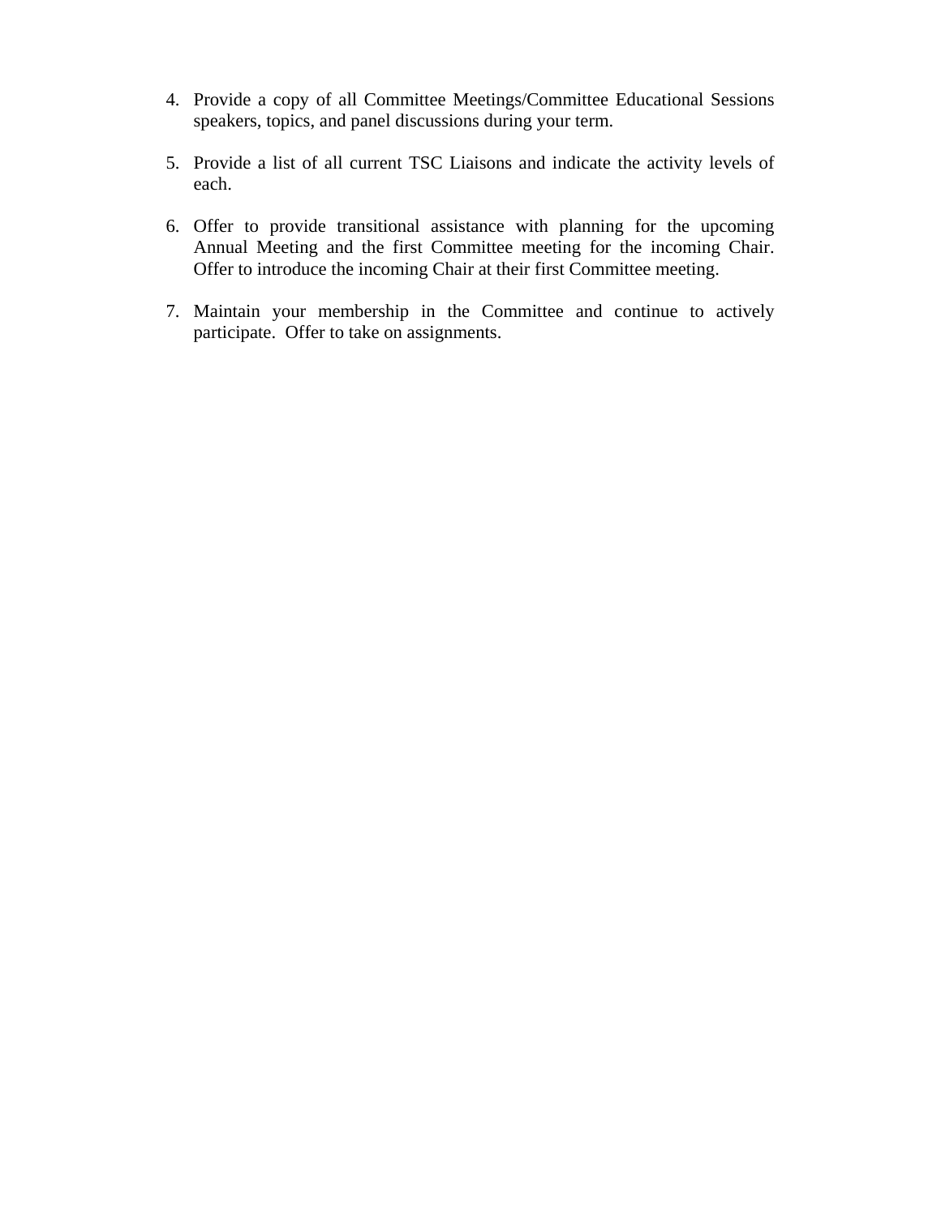4. Provide a copy of all Committee Meetings/Committee Educational Sessions speakers, topics, and panel discussions during your term.

5. Provide a list of all current TSC Liaisons and indicate the activity levels of each.

6. Offer to provide transitional assistance with planning for the upcoming Annual Meeting and the first Committee meeting for the incoming Chair. Offer to introduce the incoming Chair at their first Committee meeting.

7. Maintain your membership in the Committee and continue to actively participate. Offer to take on assignments.